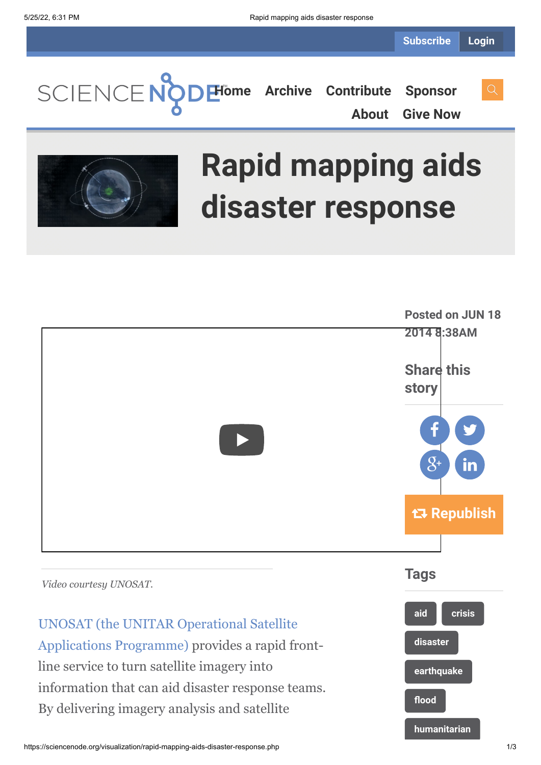Subscribe Login

SCIENCE NODE

Home Archive Contribute Sponsor About Give Now

# Rapid mapping aids disaster response

Posted on JUN 18 2014 8:38AM

Share this story

Republish

*Video courtesy UNOSAT.*

UNOSAT (the UNITAR Operational Satellite Applications Programme) provides a rapid front-line service to turn satellite imagery into information that can aid disaster response teams. By delivering imagery analysis and satellite

## Tags

aid crisis disaster earthquake flood humanitarian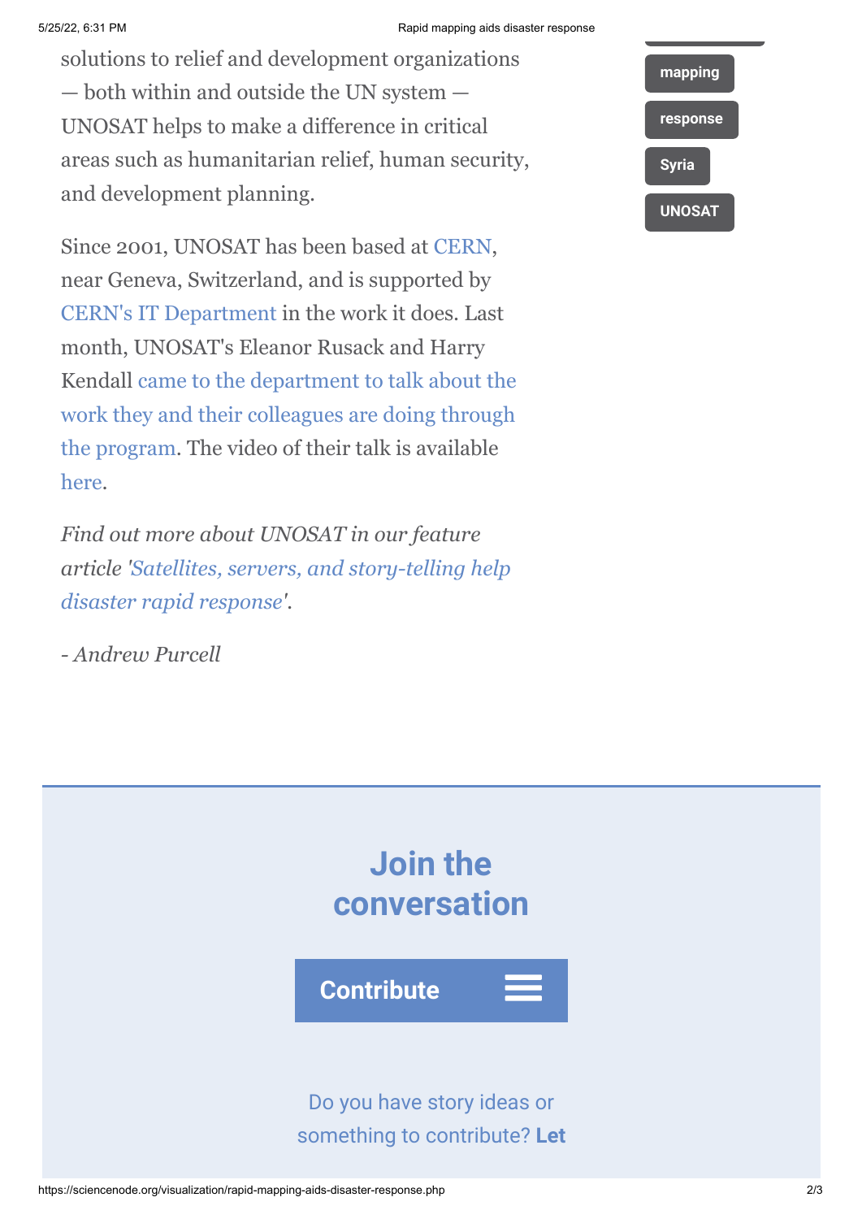solutions to relief and development organizations — both within and outside the UN system — UNOSAT helps to make a difference in critical areas such as humanitarian relief, human security, and development planning.

Since 2001, UNOSAT has been based at CERN, near Geneva, Switzerland, and is supported by CERN's IT Department in the work it does. Last month, UNOSAT's Eleanor Rusack and Harry Kendall came to the department to talk about the work they and their colleagues are doing through the program. The video of their talk is available here.

*Find out more about UNOSAT in our feature article 'Satellites, servers, and story-telling help disaster rapid response'.*

*- Andrew Purcell*

mapping

response

Syria

UNOSAT

## Join the conversation

**Contribute**

Do you have story ideas or something to contribute? **Let**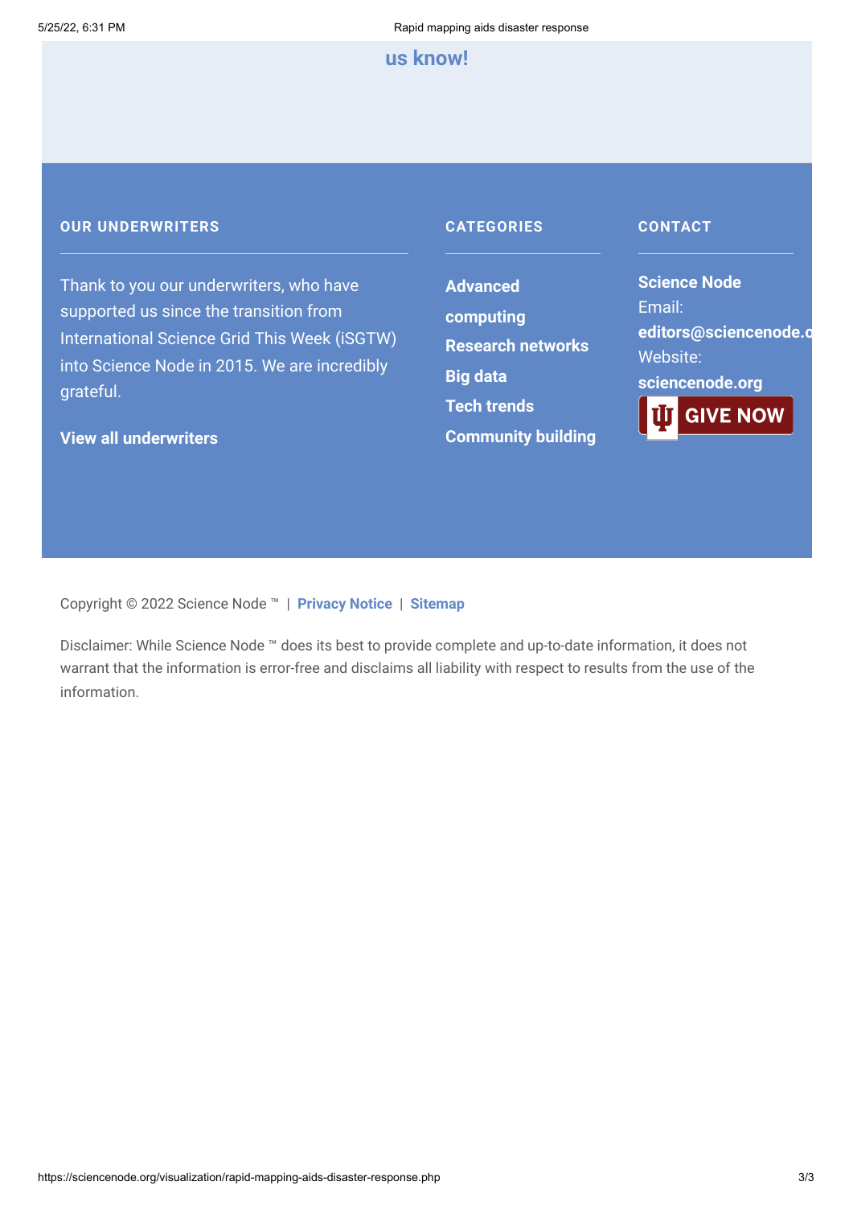**us know!**

## OUR UNDERWRITERS

Thank to you our underwriters, who have supported us since the transition from International Science Grid This Week (iSGTW) into Science Node in 2015. We are incredibly grateful.

**View all underwriters**

## CATEGORIES

**Advanced computing**

**Research networks**

**Big data**

**Tech trends**

**Community building**

## CONTACT

**Science Node**

Email:

**editors@sciencenode.o**

Website:

**sciencenode.org**

GIVE NOW

Copyright © 2022 Science Node ™ | **Privacy Notice** | **Sitemap**

Disclaimer: While Science Node ™ does its best to provide complete and up-to-date information, it does not warrant that the information is error-free and disclaims all liability with respect to results from the use of the information.